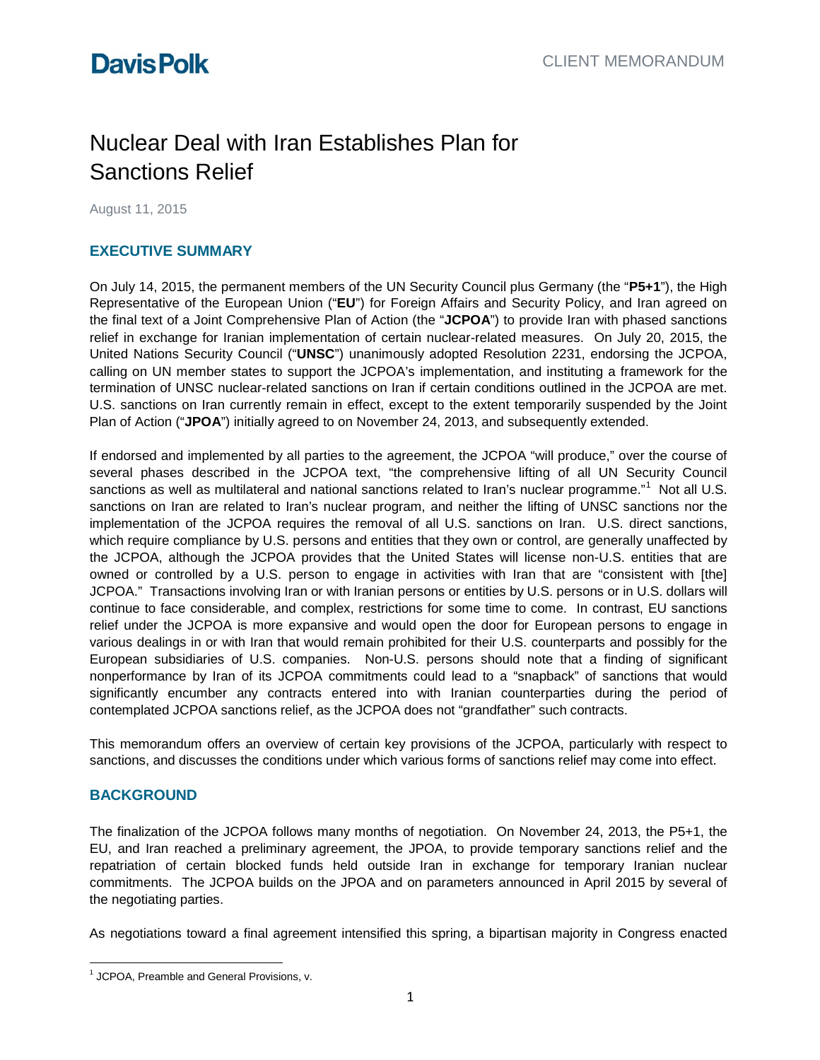Davis Polk

CLIENT MEMORANDUM

# Nuclear Deal with Iran Establishes Plan for Sanctions Relief

August 11, 2015

## EXECUTIVE SUMMARY

On July 14, 2015, the permanent members of the UN Security Council plus Germany (the "**P5+1**"), the High Representative of the European Union ("**EU**") for Foreign Affairs and Security Policy, and Iran agreed on the final text of a Joint Comprehensive Plan of Action (the "**JCPOA**") to provide Iran with phased sanctions relief in exchange for Iranian implementation of certain nuclear-related measures. On July 20, 2015, the United Nations Security Council ("**UNSC**") unanimously adopted Resolution 2231, endorsing the JCPOA, calling on UN member states to support the JCPOA's implementation, and instituting a framework for the termination of UNSC nuclear-related sanctions on Iran if certain conditions outlined in the JCPOA are met. U.S. sanctions on Iran currently remain in effect, except to the extent temporarily suspended by the Joint Plan of Action ("**JPOA**") initially agreed to on November 24, 2013, and subsequently extended.

If endorsed and implemented by all parties to the agreement, the JCPOA "will produce," over the course of several phases described in the JCPOA text, "the comprehensive lifting of all UN Security Council sanctions as well as multilateral and national sanctions related to Iran's nuclear programme."[1] Not all U.S. sanctions on Iran are related to Iran's nuclear program, and neither the lifting of UNSC sanctions nor the implementation of the JCPOA requires the removal of all U.S. sanctions on Iran. U.S. direct sanctions, which require compliance by U.S. persons and entities that they own or control, are generally unaffected by the JCPOA, although the JCPOA provides that the United States will license non-U.S. entities that are owned or controlled by a U.S. person to engage in activities with Iran that are "consistent with [the] JCPOA." Transactions involving Iran or with Iranian persons or entities by U.S. persons or in U.S. dollars will continue to face considerable, and complex, restrictions for some time to come. In contrast, EU sanctions relief under the JCPOA is more expansive and would open the door for European persons to engage in various dealings in or with Iran that would remain prohibited for their U.S. counterparts and possibly for the European subsidiaries of U.S. companies. Non-U.S. persons should note that a finding of significant nonperformance by Iran of its JCPOA commitments could lead to a "snapback" of sanctions that would significantly encumber any contracts entered into with Iranian counterparties during the period of contemplated JCPOA sanctions relief, as the JCPOA does not "grandfather" such contracts.

This memorandum offers an overview of certain key provisions of the JCPOA, particularly with respect to sanctions, and discusses the conditions under which various forms of sanctions relief may come into effect.

## BACKGROUND

The finalization of the JCPOA follows many months of negotiation. On November 24, 2013, the P5+1, the EU, and Iran reached a preliminary agreement, the JPOA, to provide temporary sanctions relief and the repatriation of certain blocked funds held outside Iran in exchange for temporary Iranian nuclear commitments. The JCPOA builds on the JPOA and on parameters announced in April 2015 by several of the negotiating parties.

As negotiations toward a final agreement intensified this spring, a bipartisan majority in Congress enacted

[1] JCPOA, Preamble and General Provisions, v.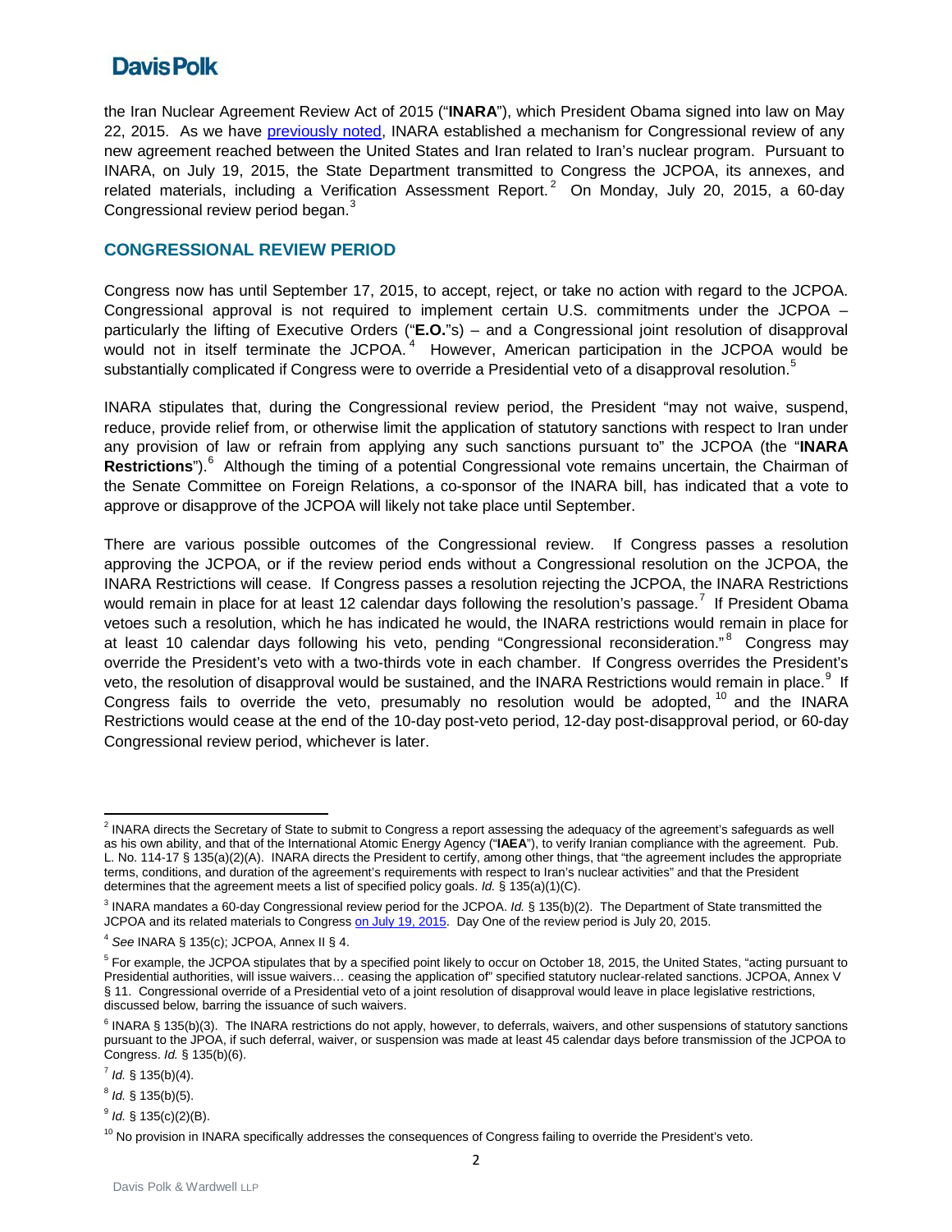the Iran Nuclear Agreement Review Act of 2015 ("**INARA**"), which President Obama signed into law on May 22, 2015. As we have previously noted, INARA established a mechanism for Congressional review of any new agreement reached between the United States and Iran related to Iran's nuclear program. Pursuant to INARA, on July 19, 2015, the State Department transmitted to Congress the JCPOA, its annexes, and related materials, including a Verification Assessment Report.[2] On Monday, July 20, 2015, a 60-day Congressional review period began.[3]

## CONGRESSIONAL REVIEW PERIOD

Congress now has until September 17, 2015, to accept, reject, or take no action with regard to the JCPOA. Congressional approval is not required to implement certain U.S. commitments under the JCPOA – particularly the lifting of Executive Orders ("**E.O.**"s) – and a Congressional joint resolution of disapproval would not in itself terminate the JCPOA.[4] However, American participation in the JCPOA would be substantially complicated if Congress were to override a Presidential veto of a disapproval resolution.[5]

INARA stipulates that, during the Congressional review period, the President "may not waive, suspend, reduce, provide relief from, or otherwise limit the application of statutory sanctions with respect to Iran under any provision of law or refrain from applying any such sanctions pursuant to" the JCPOA (the "**INARA Restrictions**").[6] Although the timing of a potential Congressional vote remains uncertain, the Chairman of the Senate Committee on Foreign Relations, a co-sponsor of the INARA bill, has indicated that a vote to approve or disapprove of the JCPOA will likely not take place until September.

There are various possible outcomes of the Congressional review. If Congress passes a resolution approving the JCPOA, or if the review period ends without a Congressional resolution on the JCPOA, the INARA Restrictions will cease. If Congress passes a resolution rejecting the JCPOA, the INARA Restrictions would remain in place for at least 12 calendar days following the resolution's passage.[7] If President Obama vetoes such a resolution, which he has indicated he would, the INARA restrictions would remain in place for at least 10 calendar days following his veto, pending "Congressional reconsideration."[8] Congress may override the President's veto with a two-thirds vote in each chamber. If Congress overrides the President's veto, the resolution of disapproval would be sustained, and the INARA Restrictions would remain in place.[9] If Congress fails to override the veto, presumably no resolution would be adopted,[10] and the INARA Restrictions would cease at the end of the 10-day post-veto period, 12-day post-disapproval period, or 60-day Congressional review period, whichever is later.

---

[2] INARA directs the Secretary of State to submit to Congress a report assessing the adequacy of the agreement's safeguards as well as his own ability, and that of the International Atomic Energy Agency ("**IAEA**"), to verify Iranian compliance with the agreement. Pub. L. No. 114-17 § 135(a)(2)(A). INARA directs the President to certify, among other things, that "the agreement includes the appropriate terms, conditions, and duration of the agreement's requirements with respect to Iran's nuclear activities" and that the President determines that the agreement meets a list of specified policy goals. *Id.* § 135(a)(1)(C).

[3] INARA mandates a 60-day Congressional review period for the JCPOA. *Id.* § 135(b)(2). The Department of State transmitted the JCPOA and its related materials to Congress on July 19, 2015. Day One of the review period is July 20, 2015.

[4] *See* INARA § 135(c); JCPOA, Annex II § 4.

[5] For example, the JCPOA stipulates that by a specified point likely to occur on October 18, 2015, the United States, "acting pursuant to Presidential authorities, will issue waivers… ceasing the application of" specified statutory nuclear-related sanctions. JCPOA, Annex V § 11. Congressional override of a Presidential veto of a joint resolution of disapproval would leave in place legislative restrictions, discussed below, barring the issuance of such waivers.

[6] INARA § 135(b)(3). The INARA restrictions do not apply, however, to deferrals, waivers, and other suspensions of statutory sanctions pursuant to the JPOA, if such deferral, waiver, or suspension was made at least 45 calendar days before transmission of the JCPOA to Congress. *Id.* § 135(b)(6).

[7] *Id.* § 135(b)(4).

[8] *Id.* § 135(b)(5).

[9] *Id.* § 135(c)(2)(B).

[10] No provision in INARA specifically addresses the consequences of Congress failing to override the President's veto.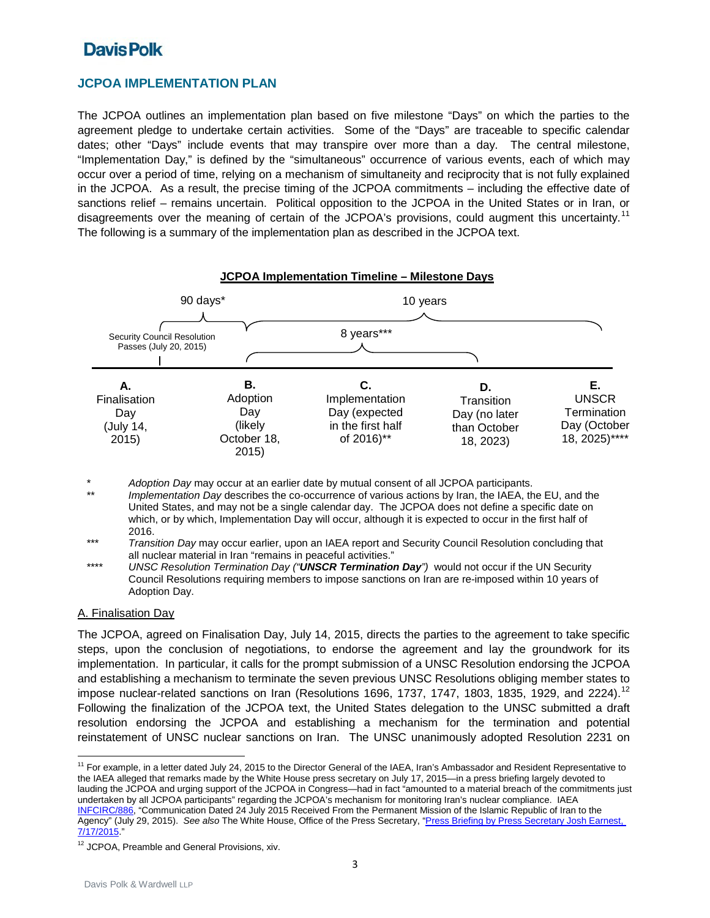## JCPOA IMPLEMENTATION PLAN

The JCPOA outlines an implementation plan based on five milestone "Days" on which the parties to the agreement pledge to undertake certain activities. Some of the "Days" are traceable to specific calendar dates; other "Days" include events that may transpire over more than a day. The central milestone, "Implementation Day," is defined by the "simultaneous" occurrence of various events, each of which may occur over a period of time, relying on a mechanism of simultaneity and reciprocity that is not fully explained in the JCPOA. As a result, the precise timing of the JCPOA commitments – including the effective date of sanctions relief – remains uncertain. Political opposition to the JCPOA in the United States or in Iran, or disagreements over the meaning of certain of the JCPOA's provisions, could augment this uncertainty.[11] The following is a summary of the implementation plan as described in the JCPOA text.

**JCPOA Implementation Timeline – Milestone Days**

90 days* (A to B) — 10 years (B to E) — 8 years*** (B to D)

Security Council Resolution Passes (July 20, 2015)

| A. | B. | C. | D. | E. |
|---|---|---|---|---|
| Finalisation Day (July 14, 2015) | Adoption Day (likely October 18, 2015) | Implementation Day (expected in the first half of 2016)** | Transition Day (no later than October 18, 2023) | UNSCR Termination Day (October 18, 2025)**** |

\* *Adoption Day* may occur at an earlier date by mutual consent of all JCPOA participants.

\** *Implementation Day* describes the co-occurrence of various actions by Iran, the IAEA, the EU, and the United States, and may not be a single calendar day. The JCPOA does not define a specific date on which, or by which, Implementation Day will occur, although it is expected to occur in the first half of 2016.

\*** *Transition Day* may occur earlier, upon an IAEA report and Security Council Resolution concluding that all nuclear material in Iran "remains in peaceful activities."

\**** *UNSC Resolution Termination Day ("**UNSCR Termination Day**")* would not occur if the UN Security Council Resolutions requiring members to impose sanctions on Iran are re-imposed within 10 years of Adoption Day.

### A. Finalisation Day

The JCPOA, agreed on Finalisation Day, July 14, 2015, directs the parties to the agreement to take specific steps, upon the conclusion of negotiations, to endorse the agreement and lay the groundwork for its implementation. In particular, it calls for the prompt submission of a UNSC Resolution endorsing the JCPOA and establishing a mechanism to terminate the seven previous UNSC Resolutions obliging member states to impose nuclear-related sanctions on Iran (Resolutions 1696, 1737, 1747, 1803, 1835, 1929, and 2224).[12] Following the finalization of the JCPOA text, the United States delegation to the UNSC submitted a draft resolution endorsing the JCPOA and establishing a mechanism for the termination and potential reinstatement of UNSC nuclear sanctions on Iran. The UNSC unanimously adopted Resolution 2231 on

---

[11] For example, in a letter dated July 24, 2015 to the Director General of the IAEA, Iran's Ambassador and Resident Representative to the IAEA alleged that remarks made by the White House press secretary on July 17, 2015—in a press briefing largely devoted to lauding the JCPOA and urging support of the JCPOA in Congress—had in fact "amounted to a material breach of the commitments just undertaken by all JCPOA participants" regarding the JCPOA's mechanism for monitoring Iran's nuclear compliance. IAEA INFCIRC/886, "Communication Dated 24 July 2015 Received From the Permanent Mission of the Islamic Republic of Iran to the Agency" (July 29, 2015). *See also* The White House, Office of the Press Secretary, "Press Briefing by Press Secretary Josh Earnest, 7/17/2015."

[12] JCPOA, Preamble and General Provisions, xiv.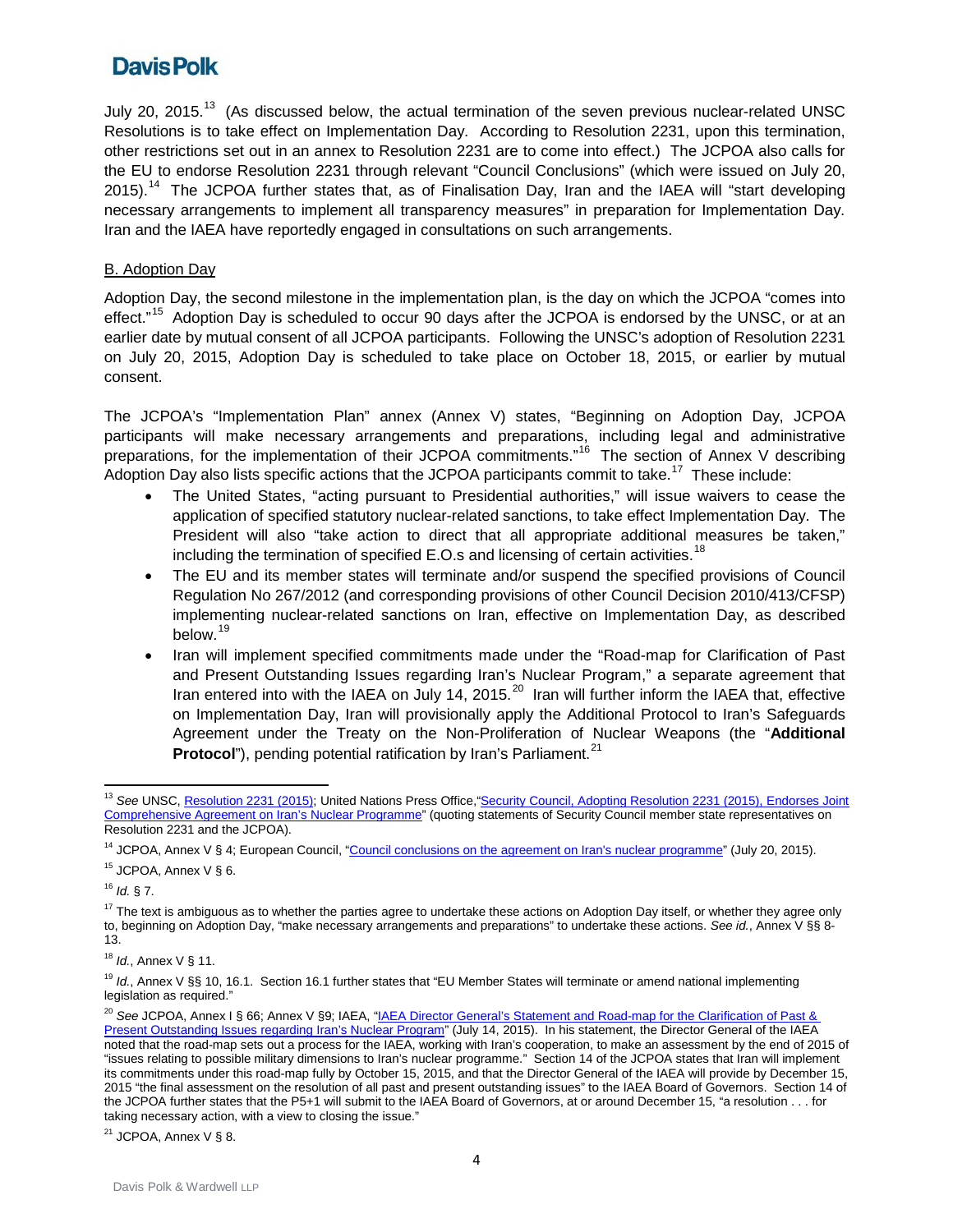July 20, 2015.[13] (As discussed below, the actual termination of the seven previous nuclear-related UNSC Resolutions is to take effect on Implementation Day. According to Resolution 2231, upon this termination, other restrictions set out in an annex to Resolution 2231 are to come into effect.) The JCPOA also calls for the EU to endorse Resolution 2231 through relevant "Council Conclusions" (which were issued on July 20, 2015).[14] The JCPOA further states that, as of Finalisation Day, Iran and the IAEA will "start developing necessary arrangements to implement all transparency measures" in preparation for Implementation Day. Iran and the IAEA have reportedly engaged in consultations on such arrangements.

## B. Adoption Day

Adoption Day, the second milestone in the implementation plan, is the day on which the JCPOA "comes into effect."[15] Adoption Day is scheduled to occur 90 days after the JCPOA is endorsed by the UNSC, or at an earlier date by mutual consent of all JCPOA participants. Following the UNSC's adoption of Resolution 2231 on July 20, 2015, Adoption Day is scheduled to take place on October 18, 2015, or earlier by mutual consent.

The JCPOA's "Implementation Plan" annex (Annex V) states, "Beginning on Adoption Day, JCPOA participants will make necessary arrangements and preparations, including legal and administrative preparations, for the implementation of their JCPOA commitments."[16] The section of Annex V describing Adoption Day also lists specific actions that the JCPOA participants commit to take.[17] These include:

- The United States, "acting pursuant to Presidential authorities," will issue waivers to cease the application of specified statutory nuclear-related sanctions, to take effect Implementation Day. The President will also "take action to direct that all appropriate additional measures be taken," including the termination of specified E.O.s and licensing of certain activities.[18]
- The EU and its member states will terminate and/or suspend the specified provisions of Council Regulation No 267/2012 (and corresponding provisions of other Council Decision 2010/413/CFSP) implementing nuclear-related sanctions on Iran, effective on Implementation Day, as described below.[19]
- Iran will implement specified commitments made under the "Road-map for Clarification of Past and Present Outstanding Issues regarding Iran's Nuclear Program," a separate agreement that Iran entered into with the IAEA on July 14, 2015.[20] Iran will further inform the IAEA that, effective on Implementation Day, Iran will provisionally apply the Additional Protocol to Iran's Safeguards Agreement under the Treaty on the Non-Proliferation of Nuclear Weapons (the "**Additional Protocol**"), pending potential ratification by Iran's Parliament.[21]

---

[13] *See* UNSC, Resolution 2231 (2015); United Nations Press Office,"Security Council, Adopting Resolution 2231 (2015), Endorses Joint Comprehensive Agreement on Iran's Nuclear Programme" (quoting statements of Security Council member state representatives on Resolution 2231 and the JCPOA).

[14] JCPOA, Annex V § 4; European Council, "Council conclusions on the agreement on Iran's nuclear programme" (July 20, 2015).

[15] JCPOA, Annex V § 6.

[16] *Id.* § 7.

[17] The text is ambiguous as to whether the parties agree to undertake these actions on Adoption Day itself, or whether they agree only to, beginning on Adoption Day, "make necessary arrangements and preparations" to undertake these actions. *See id.*, Annex V §§ 8-13.

[18] *Id.*, Annex V § 11.

[19] *Id.*, Annex V §§ 10, 16.1. Section 16.1 further states that "EU Member States will terminate or amend national implementing legislation as required."

[20] *See* JCPOA, Annex I § 66; Annex V §9; IAEA, "IAEA Director General's Statement and Road-map for the Clarification of Past & Present Outstanding Issues regarding Iran's Nuclear Program" (July 14, 2015). In his statement, the Director General of the IAEA noted that the road-map sets out a process for the IAEA, working with Iran's cooperation, to make an assessment by the end of 2015 of "issues relating to possible military dimensions to Iran's nuclear programme." Section 14 of the JCPOA states that Iran will implement its commitments under this road-map fully by October 15, 2015, and that the Director General of the IAEA will provide by December 15, 2015 "the final assessment on the resolution of all past and present outstanding issues" to the IAEA Board of Governors. Section 14 of the JCPOA further states that the P5+1 will submit to the IAEA Board of Governors, at or around December 15, "a resolution . . . for taking necessary action, with a view to closing the issue."

[21] JCPOA, Annex V § 8.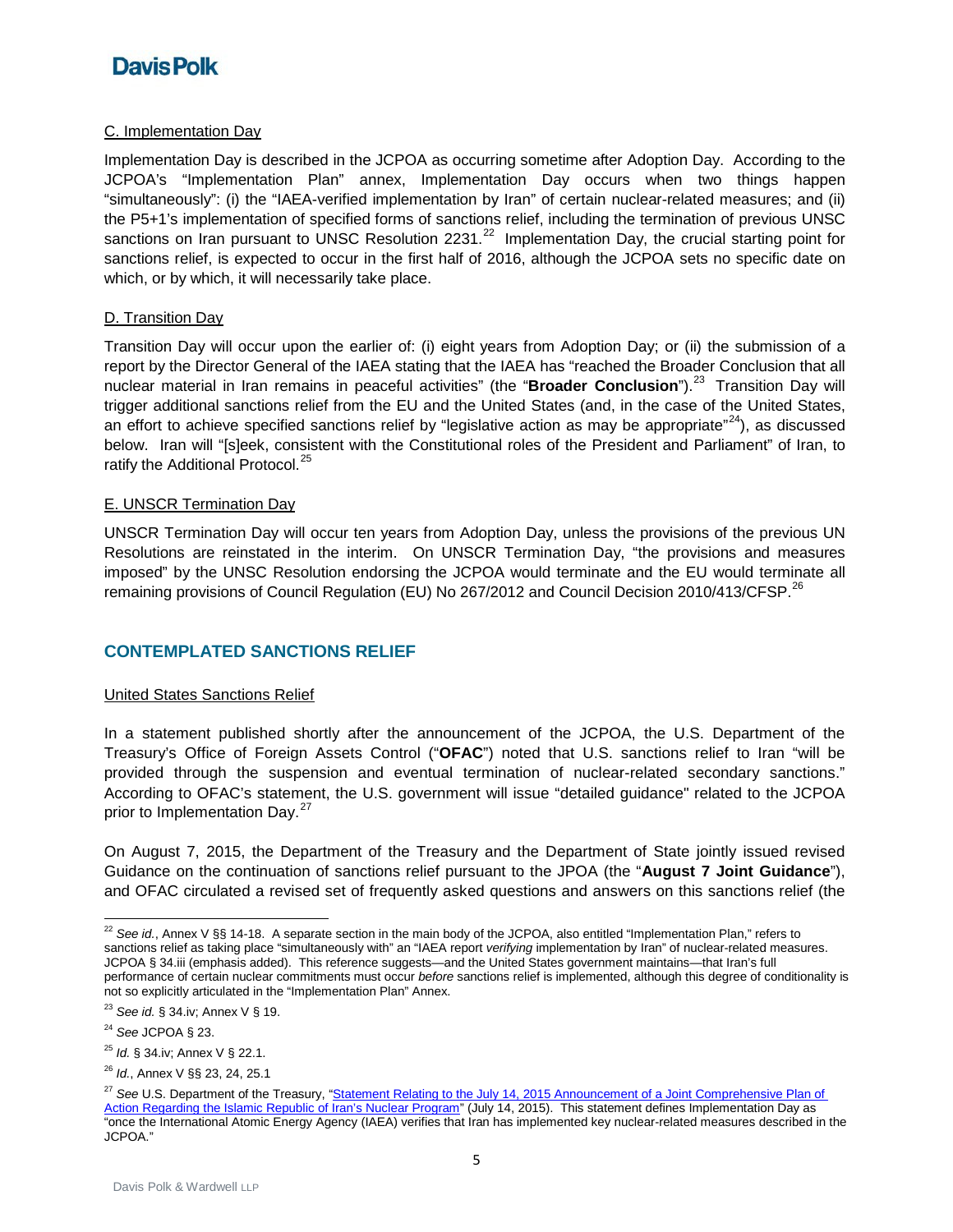C. Implementation Day

Implementation Day is described in the JCPOA as occurring sometime after Adoption Day. According to the JCPOA's "Implementation Plan" annex, Implementation Day occurs when two things happen "simultaneously": (i) the "IAEA-verified implementation by Iran" of certain nuclear-related measures; and (ii) the P5+1's implementation of specified forms of sanctions relief, including the termination of previous UNSC sanctions on Iran pursuant to UNSC Resolution 2231.[22] Implementation Day, the crucial starting point for sanctions relief, is expected to occur in the first half of 2016, although the JCPOA sets no specific date on which, or by which, it will necessarily take place.

D. Transition Day

Transition Day will occur upon the earlier of: (i) eight years from Adoption Day; or (ii) the submission of a report by the Director General of the IAEA stating that the IAEA has "reached the Broader Conclusion that all nuclear material in Iran remains in peaceful activities" (the "**Broader Conclusion**").[23] Transition Day will trigger additional sanctions relief from the EU and the United States (and, in the case of the United States, an effort to achieve specified sanctions relief by "legislative action as may be appropriate"[24]), as discussed below. Iran will "[s]eek, consistent with the Constitutional roles of the President and Parliament" of Iran, to ratify the Additional Protocol.[25]

E. UNSCR Termination Day

UNSCR Termination Day will occur ten years from Adoption Day, unless the provisions of the previous UN Resolutions are reinstated in the interim. On UNSCR Termination Day, "the provisions and measures imposed" by the UNSC Resolution endorsing the JCPOA would terminate and the EU would terminate all remaining provisions of Council Regulation (EU) No 267/2012 and Council Decision 2010/413/CFSP.[26]

## CONTEMPLATED SANCTIONS RELIEF

United States Sanctions Relief

In a statement published shortly after the announcement of the JCPOA, the U.S. Department of the Treasury's Office of Foreign Assets Control ("**OFAC**") noted that U.S. sanctions relief to Iran "will be provided through the suspension and eventual termination of nuclear-related secondary sanctions." According to OFAC's statement, the U.S. government will issue "detailed guidance" related to the JCPOA prior to Implementation Day.[27]

On August 7, 2015, the Department of the Treasury and the Department of State jointly issued revised Guidance on the continuation of sanctions relief pursuant to the JPOA (the "**August 7 Joint Guidance**"), and OFAC circulated a revised set of frequently asked questions and answers on this sanctions relief (the

---

[22] *See id.*, Annex V §§ 14-18. A separate section in the main body of the JCPOA, also entitled "Implementation Plan," refers to sanctions relief as taking place "simultaneously with" an "IAEA report *verifying* implementation by Iran" of nuclear-related measures. JCPOA § 34.iii (emphasis added). This reference suggests—and the United States government maintains—that Iran's full performance of certain nuclear commitments must occur *before* sanctions relief is implemented, although this degree of conditionality is not so explicitly articulated in the "Implementation Plan" Annex.

[23] *See id.* § 34.iv; Annex V § 19.

[24] *See* JCPOA § 23.

[25] *Id.* § 34.iv; Annex V § 22.1.

[26] *Id.*, Annex V §§ 23, 24, 25.1

[27] *See* U.S. Department of the Treasury, "Statement Relating to the July 14, 2015 Announcement of a Joint Comprehensive Plan of Action Regarding the Islamic Republic of Iran's Nuclear Program" (July 14, 2015). This statement defines Implementation Day as "once the International Atomic Energy Agency (IAEA) verifies that Iran has implemented key nuclear-related measures described in the JCPOA."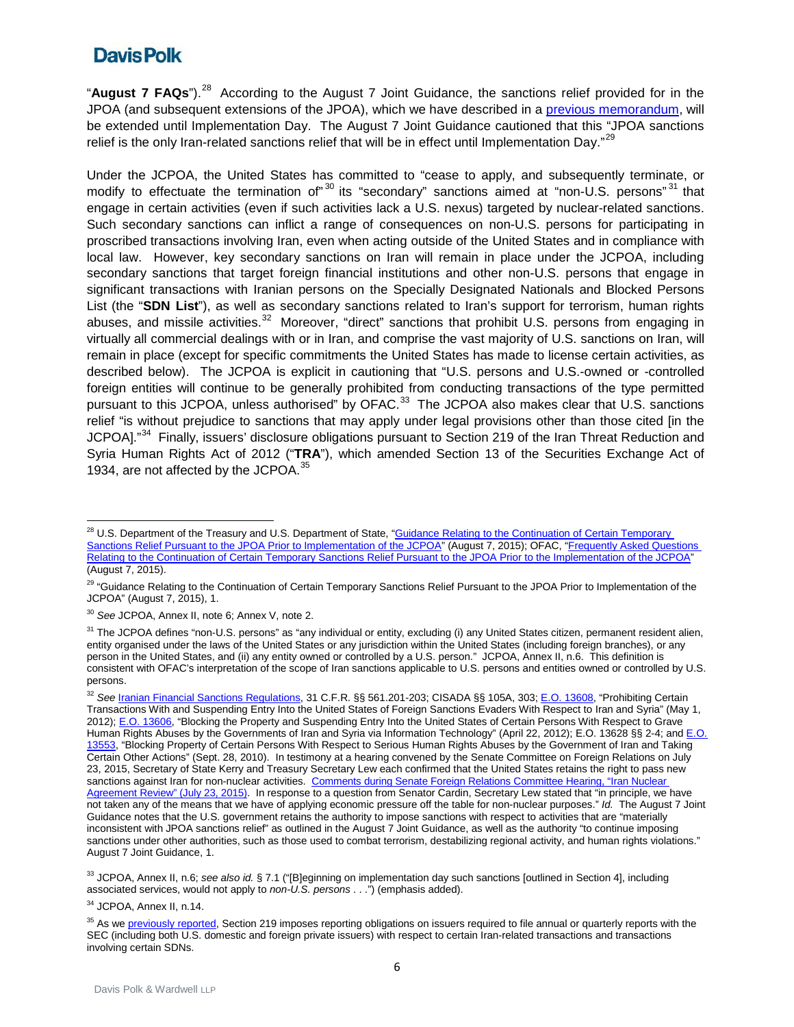"**August 7 FAQs**").[28] According to the August 7 Joint Guidance, the sanctions relief provided for in the JPOA (and subsequent extensions of the JPOA), which we have described in a previous memorandum, will be extended until Implementation Day. The August 7 Joint Guidance cautioned that this "JPOA sanctions relief is the only Iran-related sanctions relief that will be in effect until Implementation Day."[29]

Under the JCPOA, the United States has committed to "cease to apply, and subsequently terminate, or modify to effectuate the termination of"[30] its "secondary" sanctions aimed at "non-U.S. persons"[31] that engage in certain activities (even if such activities lack a U.S. nexus) targeted by nuclear-related sanctions. Such secondary sanctions can inflict a range of consequences on non-U.S. persons for participating in proscribed transactions involving Iran, even when acting outside of the United States and in compliance with local law. However, key secondary sanctions on Iran will remain in place under the JCPOA, including secondary sanctions that target foreign financial institutions and other non-U.S. persons that engage in significant transactions with Iranian persons on the Specially Designated Nationals and Blocked Persons List (the "**SDN List**"), as well as secondary sanctions related to Iran's support for terrorism, human rights abuses, and missile activities.[32] Moreover, "direct" sanctions that prohibit U.S. persons from engaging in virtually all commercial dealings with or in Iran, and comprise the vast majority of U.S. sanctions on Iran, will remain in place (except for specific commitments the United States has made to license certain activities, as described below). The JCPOA is explicit in cautioning that "U.S. persons and U.S.-owned or -controlled foreign entities will continue to be generally prohibited from conducting transactions of the type permitted pursuant to this JCPOA, unless authorised" by OFAC.[33] The JCPOA also makes clear that U.S. sanctions relief "is without prejudice to sanctions that may apply under legal provisions other than those cited [in the JCPOA]."[34] Finally, issuers' disclosure obligations pursuant to Section 219 of the Iran Threat Reduction and Syria Human Rights Act of 2012 ("**TRA**"), which amended Section 13 of the Securities Exchange Act of 1934, are not affected by the JCPOA.[35]

---

[28] U.S. Department of the Treasury and U.S. Department of State, "Guidance Relating to the Continuation of Certain Temporary Sanctions Relief Pursuant to the JPOA Prior to Implementation of the JCPOA" (August 7, 2015); OFAC, "Frequently Asked Questions Relating to the Continuation of Certain Temporary Sanctions Relief Pursuant to the JPOA Prior to the Implementation of the JCPOA" (August 7, 2015).

[29] "Guidance Relating to the Continuation of Certain Temporary Sanctions Relief Pursuant to the JPOA Prior to Implementation of the JCPOA" (August 7, 2015), 1.

[30] *See* JCPOA, Annex II, note 6; Annex V, note 2.

[31] The JCPOA defines "non-U.S. persons" as "any individual or entity, excluding (i) any United States citizen, permanent resident alien, entity organised under the laws of the United States or any jurisdiction within the United States (including foreign branches), or any person in the United States, and (ii) any entity owned or controlled by a U.S. person." JCPOA, Annex II, n.6. This definition is consistent with OFAC's interpretation of the scope of Iran sanctions applicable to U.S. persons and entities owned or controlled by U.S. persons.

[32] *See* Iranian Financial Sanctions Regulations, 31 C.F.R. §§ 561.201-203; CISADA §§ 105A, 303; E.O. 13608, "Prohibiting Certain Transactions With and Suspending Entry Into the United States of Foreign Sanctions Evaders With Respect to Iran and Syria" (May 1, 2012); E.O. 13606, "Blocking the Property and Suspending Entry Into the United States of Certain Persons With Respect to Grave Human Rights Abuses by the Governments of Iran and Syria via Information Technology" (April 22, 2012); E.O. 13628 §§ 2-4; and E.O. 13553, "Blocking Property of Certain Persons With Respect to Serious Human Rights Abuses by the Government of Iran and Taking Certain Other Actions" (Sept. 28, 2010). In testimony at a hearing convened by the Senate Committee on Foreign Relations on July 23, 2015, Secretary of State Kerry and Treasury Secretary Lew each confirmed that the United States retains the right to pass new sanctions against Iran for non-nuclear activities. Comments during Senate Foreign Relations Committee Hearing, "Iran Nuclear Agreement Review" (July 23, 2015). In response to a question from Senator Cardin, Secretary Lew stated that "in principle, we have not taken any of the means that we have of applying economic pressure off the table for non-nuclear purposes." *Id.* The August 7 Joint Guidance notes that the U.S. government retains the authority to impose sanctions with respect to activities that are "materially inconsistent with JPOA sanctions relief" as outlined in the August 7 Joint Guidance, as well as the authority "to continue imposing sanctions under other authorities, such as those used to combat terrorism, destabilizing regional activity, and human rights violations." August 7 Joint Guidance, 1.

[33] JCPOA, Annex II, n.6; *see also id.* § 7.1 ("[B]eginning on implementation day such sanctions [outlined in Section 4], including associated services, would not apply to *non-U.S. persons* . . .") (emphasis added).

[34] JCPOA, Annex II, n.14.

[35] As we previously reported, Section 219 imposes reporting obligations on issuers required to file annual or quarterly reports with the SEC (including both U.S. domestic and foreign private issuers) with respect to certain Iran-related transactions and transactions involving certain SDNs.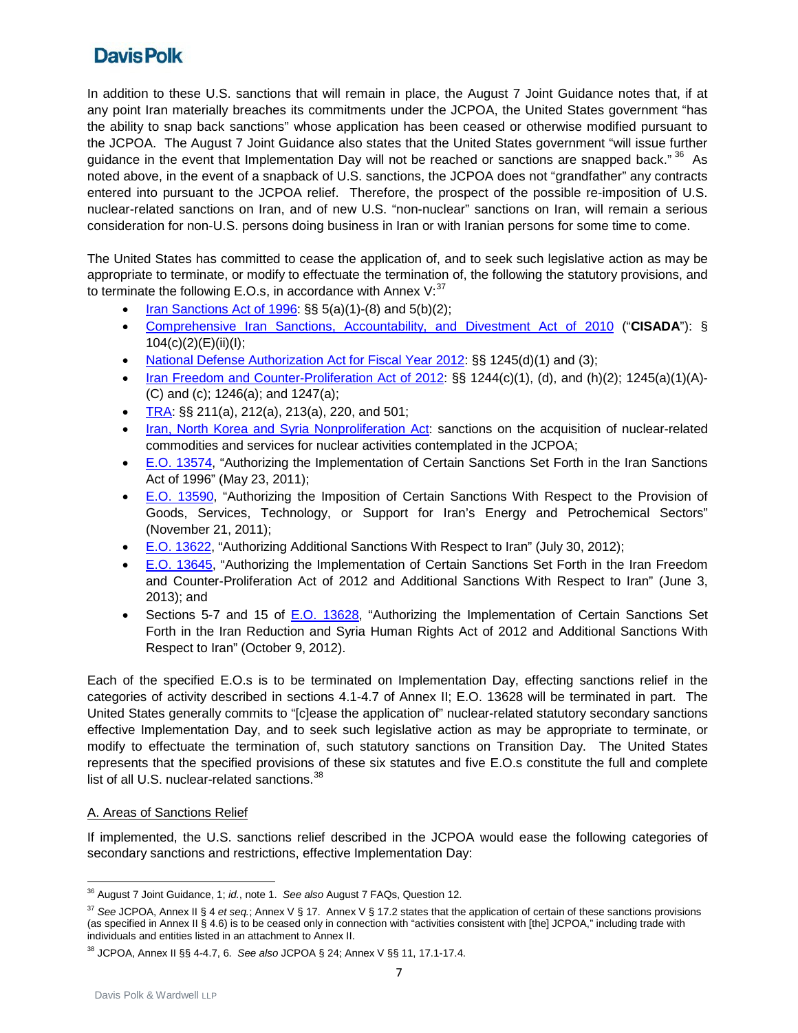In addition to these U.S. sanctions that will remain in place, the August 7 Joint Guidance notes that, if at any point Iran materially breaches its commitments under the JCPOA, the United States government "has the ability to snap back sanctions" whose application has been ceased or otherwise modified pursuant to the JCPOA. The August 7 Joint Guidance also states that the United States government "will issue further guidance in the event that Implementation Day will not be reached or sanctions are snapped back."[36] As noted above, in the event of a snapback of U.S. sanctions, the JCPOA does not "grandfather" any contracts entered into pursuant to the JCPOA relief. Therefore, the prospect of the possible re-imposition of U.S. nuclear-related sanctions on Iran, and of new U.S. "non-nuclear" sanctions on Iran, will remain a serious consideration for non-U.S. persons doing business in Iran or with Iranian persons for some time to come.

The United States has committed to cease the application of, and to seek such legislative action as may be appropriate to terminate, or modify to effectuate the termination of, the following the statutory provisions, and to terminate the following E.O.s, in accordance with Annex V:[37]

- Iran Sanctions Act of 1996: §§ 5(a)(1)-(8) and 5(b)(2);
- Comprehensive Iran Sanctions, Accountability, and Divestment Act of 2010 ("**CISADA**"): § 104(c)(2)(E)(ii)(I);
- National Defense Authorization Act for Fiscal Year 2012: §§ 1245(d)(1) and (3);
- Iran Freedom and Counter-Proliferation Act of 2012: §§ 1244(c)(1), (d), and (h)(2); 1245(a)(1)(A)-(C) and (c); 1246(a); and 1247(a);
- TRA: §§ 211(a), 212(a), 213(a), 220, and 501;
- Iran, North Korea and Syria Nonproliferation Act: sanctions on the acquisition of nuclear-related commodities and services for nuclear activities contemplated in the JCPOA;
- E.O. 13574, "Authorizing the Implementation of Certain Sanctions Set Forth in the Iran Sanctions Act of 1996" (May 23, 2011);
- E.O. 13590, "Authorizing the Imposition of Certain Sanctions With Respect to the Provision of Goods, Services, Technology, or Support for Iran's Energy and Petrochemical Sectors" (November 21, 2011);
- E.O. 13622, "Authorizing Additional Sanctions With Respect to Iran" (July 30, 2012);
- E.O. 13645, "Authorizing the Implementation of Certain Sanctions Set Forth in the Iran Freedom and Counter-Proliferation Act of 2012 and Additional Sanctions With Respect to Iran" (June 3, 2013); and
- Sections 5-7 and 15 of E.O. 13628, "Authorizing the Implementation of Certain Sanctions Set Forth in the Iran Reduction and Syria Human Rights Act of 2012 and Additional Sanctions With Respect to Iran" (October 9, 2012).

Each of the specified E.O.s is to be terminated on Implementation Day, effecting sanctions relief in the categories of activity described in sections 4.1-4.7 of Annex II; E.O. 13628 will be terminated in part. The United States generally commits to "[c]ease the application of" nuclear-related statutory secondary sanctions effective Implementation Day, and to seek such legislative action as may be appropriate to terminate, or modify to effectuate the termination of, such statutory sanctions on Transition Day. The United States represents that the specified provisions of these six statutes and five E.O.s constitute the full and complete list of all U.S. nuclear-related sanctions.[38]

A. Areas of Sanctions Relief

If implemented, the U.S. sanctions relief described in the JCPOA would ease the following categories of secondary sanctions and restrictions, effective Implementation Day:

---

[36] August 7 Joint Guidance, 1; *id.*, note 1. *See also* August 7 FAQs, Question 12.

[37] *See* JCPOA, Annex II § 4 *et seq.*; Annex V § 17. Annex V § 17.2 states that the application of certain of these sanctions provisions (as specified in Annex II § 4.6) is to be ceased only in connection with "activities consistent with [the] JCPOA," including trade with individuals and entities listed in an attachment to Annex II.

[38] JCPOA, Annex II §§ 4-4.7, 6. *See also* JCPOA § 24; Annex V §§ 11, 17.1-17.4.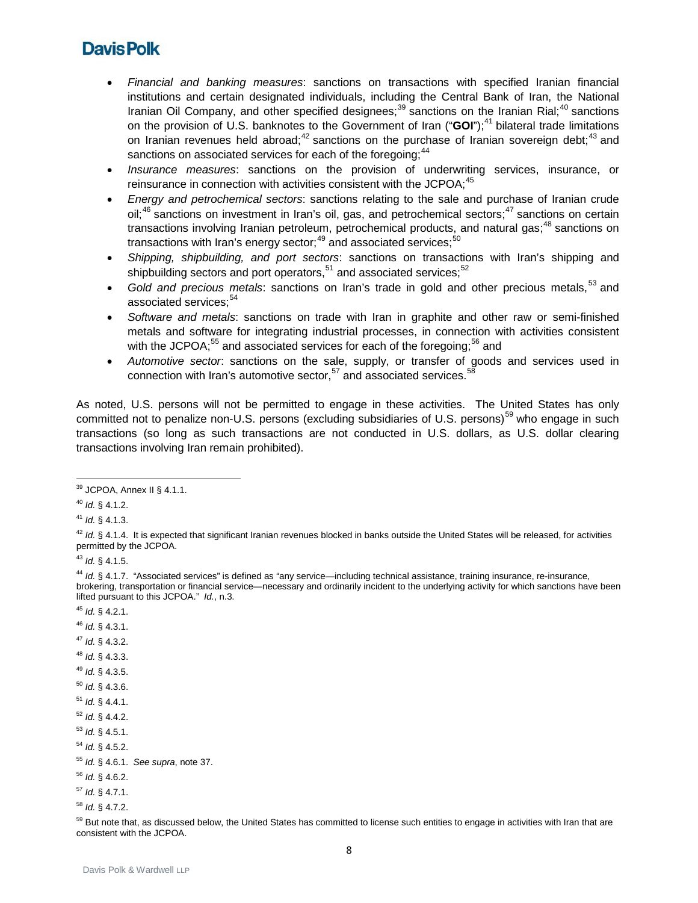- *Financial and banking measures*: sanctions on transactions with specified Iranian financial institutions and certain designated individuals, including the Central Bank of Iran, the National Iranian Oil Company, and other specified designees;[39] sanctions on the Iranian Rial;[40] sanctions on the provision of U.S. banknotes to the Government of Iran ("**GOI**");[41] bilateral trade limitations on Iranian revenues held abroad;[42] sanctions on the purchase of Iranian sovereign debt;[43] and sanctions on associated services for each of the foregoing;[44]
- *Insurance measures*: sanctions on the provision of underwriting services, insurance, or reinsurance in connection with activities consistent with the JCPOA;[45]
- *Energy and petrochemical sectors*: sanctions relating to the sale and purchase of Iranian crude oil;[46] sanctions on investment in Iran's oil, gas, and petrochemical sectors;[47] sanctions on certain transactions involving Iranian petroleum, petrochemical products, and natural gas;[48] sanctions on transactions with Iran's energy sector;[49] and associated services;[50]
- *Shipping, shipbuilding, and port sectors*: sanctions on transactions with Iran's shipping and shipbuilding sectors and port operators,[51] and associated services;[52]
- *Gold and precious metals*: sanctions on Iran's trade in gold and other precious metals,[53] and associated services;[54]
- *Software and metals*: sanctions on trade with Iran in graphite and other raw or semi-finished metals and software for integrating industrial processes, in connection with activities consistent with the JCPOA;[55] and associated services for each of the foregoing;[56] and
- *Automotive sector*: sanctions on the sale, supply, or transfer of goods and services used in connection with Iran's automotive sector,[57] and associated services.[58]

As noted, U.S. persons will not be permitted to engage in these activities. The United States has only committed not to penalize non-U.S. persons (excluding subsidiaries of U.S. persons)[59] who engage in such transactions (so long as such transactions are not conducted in U.S. dollars, as U.S. dollar clearing transactions involving Iran remain prohibited).

---

[39] JCPOA, Annex II § 4.1.1.

[40] *Id.* § 4.1.2.

[41] *Id.* § 4.1.3.

[42] *Id.* § 4.1.4. It is expected that significant Iranian revenues blocked in banks outside the United States will be released, for activities permitted by the JCPOA.

[43] *Id.* § 4.1.5.

[44] *Id.* § 4.1.7. "Associated services" is defined as "any service—including technical assistance, training insurance, re-insurance, brokering, transportation or financial service—necessary and ordinarily incident to the underlying activity for which sanctions have been lifted pursuant to this JCPOA." *Id.*, n.3.

[45] *Id.* § 4.2.1.

[46] *Id.* § 4.3.1.

[47] *Id.* § 4.3.2.

[48] *Id.* § 4.3.3.

[49] *Id.* § 4.3.5.

[50] *Id.* § 4.3.6.

[51] *Id.* § 4.4.1.

[52] *Id.* § 4.4.2.

[53] *Id.* § 4.5.1.

[54] *Id.* § 4.5.2.

[55] *Id.* § 4.6.1. *See supra*, note 37.

[56] *Id.* § 4.6.2.

[57] *Id.* § 4.7.1.

[58] *Id.* § 4.7.2.

[59] But note that, as discussed below, the United States has committed to license such entities to engage in activities with Iran that are consistent with the JCPOA.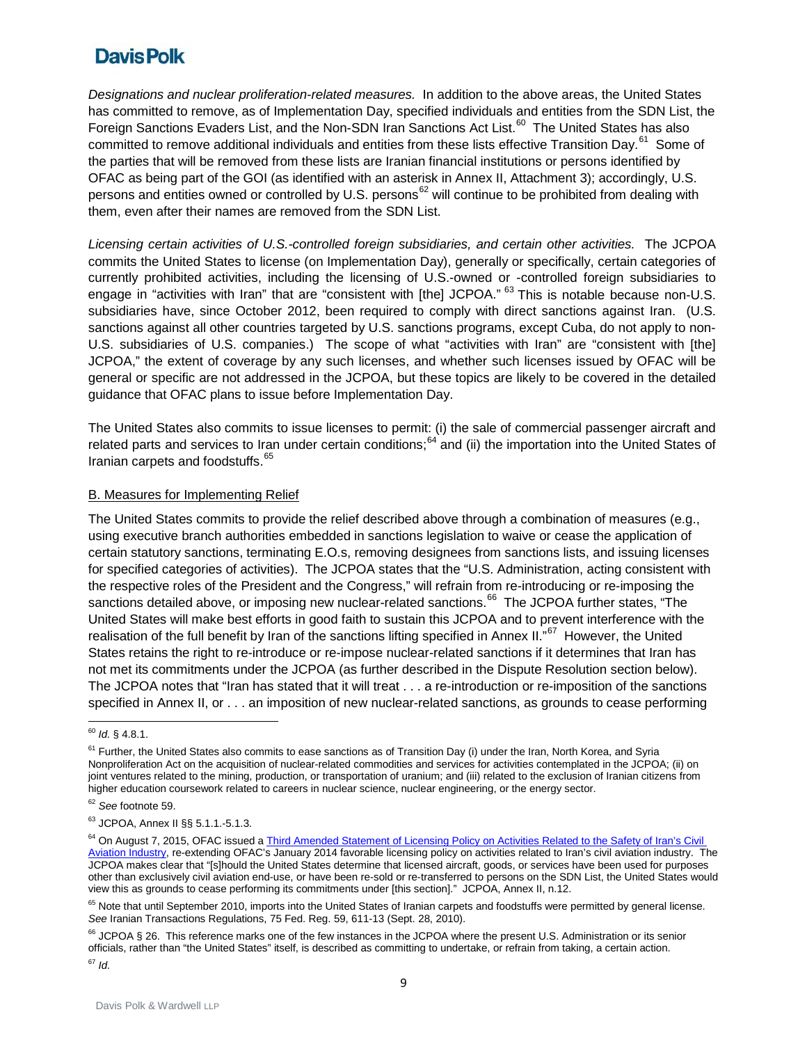*Designations and nuclear proliferation-related measures.* In addition to the above areas, the United States has committed to remove, as of Implementation Day, specified individuals and entities from the SDN List, the Foreign Sanctions Evaders List, and the Non-SDN Iran Sanctions Act List.[60] The United States has also committed to remove additional individuals and entities from these lists effective Transition Day.[61] Some of the parties that will be removed from these lists are Iranian financial institutions or persons identified by OFAC as being part of the GOI (as identified with an asterisk in Annex II, Attachment 3); accordingly, U.S. persons and entities owned or controlled by U.S. persons[62] will continue to be prohibited from dealing with them, even after their names are removed from the SDN List.

*Licensing certain activities of U.S.-controlled foreign subsidiaries, and certain other activities.* The JCPOA commits the United States to license (on Implementation Day), generally or specifically, certain categories of currently prohibited activities, including the licensing of U.S.-owned or -controlled foreign subsidiaries to engage in "activities with Iran" that are "consistent with [the] JCPOA."[63] This is notable because non-U.S. subsidiaries have, since October 2012, been required to comply with direct sanctions against Iran. (U.S. sanctions against all other countries targeted by U.S. sanctions programs, except Cuba, do not apply to non-U.S. subsidiaries of U.S. companies.) The scope of what "activities with Iran" are "consistent with [the] JCPOA," the extent of coverage by any such licenses, and whether such licenses issued by OFAC will be general or specific are not addressed in the JCPOA, but these topics are likely to be covered in the detailed guidance that OFAC plans to issue before Implementation Day.

The United States also commits to issue licenses to permit: (i) the sale of commercial passenger aircraft and related parts and services to Iran under certain conditions;[64] and (ii) the importation into the United States of Iranian carpets and foodstuffs.[65]

B. Measures for Implementing Relief

The United States commits to provide the relief described above through a combination of measures (e.g., using executive branch authorities embedded in sanctions legislation to waive or cease the application of certain statutory sanctions, terminating E.O.s, removing designees from sanctions lists, and issuing licenses for specified categories of activities). The JCPOA states that the "U.S. Administration, acting consistent with the respective roles of the President and the Congress," will refrain from re-introducing or re-imposing the sanctions detailed above, or imposing new nuclear-related sanctions.[66] The JCPOA further states, "The United States will make best efforts in good faith to sustain this JCPOA and to prevent interference with the realisation of the full benefit by Iran of the sanctions lifting specified in Annex II."[67] However, the United States retains the right to re-introduce or re-impose nuclear-related sanctions if it determines that Iran has not met its commitments under the JCPOA (as further described in the Dispute Resolution section below). The JCPOA notes that "Iran has stated that it will treat . . . a re-introduction or re-imposition of the sanctions specified in Annex II, or . . . an imposition of new nuclear-related sanctions, as grounds to cease performing

---

[60] *Id.* § 4.8.1.

[61] Further, the United States also commits to ease sanctions as of Transition Day (i) under the Iran, North Korea, and Syria Nonproliferation Act on the acquisition of nuclear-related commodities and services for activities contemplated in the JCPOA; (ii) on joint ventures related to the mining, production, or transportation of uranium; and (iii) related to the exclusion of Iranian citizens from higher education coursework related to careers in nuclear science, nuclear engineering, or the energy sector.

[62] *See* footnote 59.

[63] JCPOA, Annex II §§ 5.1.1.-5.1.3.

[64] On August 7, 2015, OFAC issued a Third Amended Statement of Licensing Policy on Activities Related to the Safety of Iran's Civil Aviation Industry, re-extending OFAC's January 2014 favorable licensing policy on activities related to Iran's civil aviation industry. The JCPOA makes clear that "[s]hould the United States determine that licensed aircraft, goods, or services have been used for purposes other than exclusively civil aviation end-use, or have been re-sold or re-transferred to persons on the SDN List, the United States would view this as grounds to cease performing its commitments under [this section]." JCPOA, Annex II, n.12.

[65] Note that until September 2010, imports into the United States of Iranian carpets and foodstuffs were permitted by general license. *See* Iranian Transactions Regulations, 75 Fed. Reg. 59, 611-13 (Sept. 28, 2010).

[66] JCPOA § 26. This reference marks one of the few instances in the JCPOA where the present U.S. Administration or its senior officials, rather than "the United States" itself, is described as committing to undertake, or refrain from taking, a certain action.

[67] *Id.*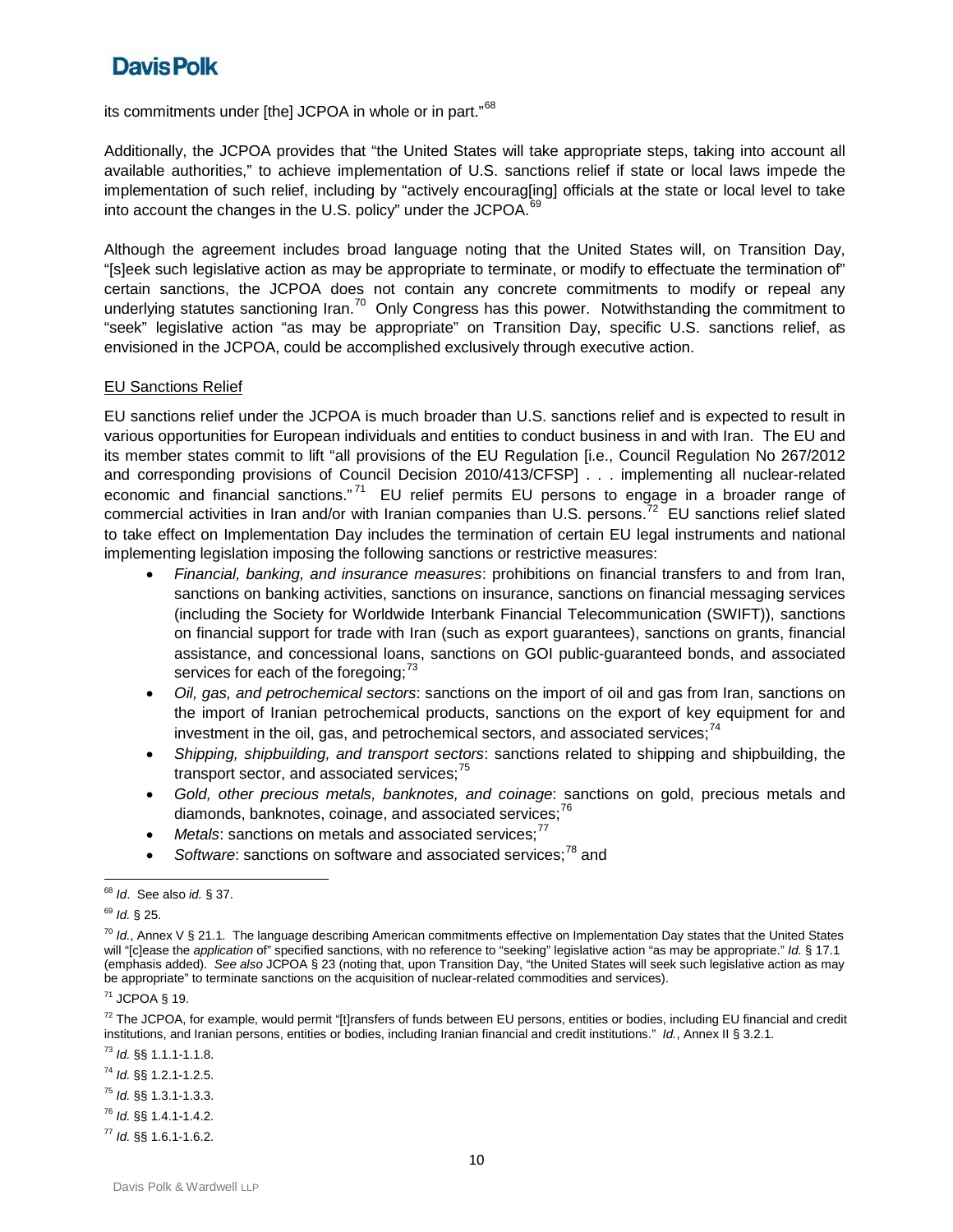its commitments under [the] JCPOA in whole or in part."[68]

Additionally, the JCPOA provides that "the United States will take appropriate steps, taking into account all available authorities," to achieve implementation of U.S. sanctions relief if state or local laws impede the implementation of such relief, including by "actively encourag[ing] officials at the state or local level to take into account the changes in the U.S. policy" under the JCPOA.[69]

Although the agreement includes broad language noting that the United States will, on Transition Day, "[s]eek such legislative action as may be appropriate to terminate, or modify to effectuate the termination of" certain sanctions, the JCPOA does not contain any concrete commitments to modify or repeal any underlying statutes sanctioning Iran.[70] Only Congress has this power. Notwithstanding the commitment to "seek" legislative action "as may be appropriate" on Transition Day, specific U.S. sanctions relief, as envisioned in the JCPOA, could be accomplished exclusively through executive action.

EU Sanctions Relief

EU sanctions relief under the JCPOA is much broader than U.S. sanctions relief and is expected to result in various opportunities for European individuals and entities to conduct business in and with Iran. The EU and its member states commit to lift "all provisions of the EU Regulation [i.e., Council Regulation No 267/2012 and corresponding provisions of Council Decision 2010/413/CFSP] . . . implementing all nuclear-related economic and financial sanctions."[71] EU relief permits EU persons to engage in a broader range of commercial activities in Iran and/or with Iranian companies than U.S. persons.[72] EU sanctions relief slated to take effect on Implementation Day includes the termination of certain EU legal instruments and national implementing legislation imposing the following sanctions or restrictive measures:

- *Financial, banking, and insurance measures*: prohibitions on financial transfers to and from Iran, sanctions on banking activities, sanctions on insurance, sanctions on financial messaging services (including the Society for Worldwide Interbank Financial Telecommunication (SWIFT)), sanctions on financial support for trade with Iran (such as export guarantees), sanctions on grants, financial assistance, and concessional loans, sanctions on GOI public-guaranteed bonds, and associated services for each of the foregoing;[73]
- *Oil, gas, and petrochemical sectors*: sanctions on the import of oil and gas from Iran, sanctions on the import of Iranian petrochemical products, sanctions on the export of key equipment for and investment in the oil, gas, and petrochemical sectors, and associated services;[74]
- *Shipping, shipbuilding, and transport sectors*: sanctions related to shipping and shipbuilding, the transport sector, and associated services;[75]
- *Gold, other precious metals, banknotes, and coinage*: sanctions on gold, precious metals and diamonds, banknotes, coinage, and associated services;[76]
- *Metals*: sanctions on metals and associated services;[77]
- *Software*: sanctions on software and associated services;[78] and

---

[68] *Id*. See also *id.* § 37.

[69] *Id.* § 25.

[70] *Id.*, Annex V § 21.1. The language describing American commitments effective on Implementation Day states that the United States will "[c]ease the *application* of" specified sanctions, with no reference to "seeking" legislative action "as may be appropriate." *Id.* § 17.1 (emphasis added). *See also* JCPOA § 23 (noting that, upon Transition Day, "the United States will seek such legislative action as may be appropriate" to terminate sanctions on the acquisition of nuclear-related commodities and services).

[71] JCPOA § 19.

[72] The JCPOA, for example, would permit "[t]ransfers of funds between EU persons, entities or bodies, including EU financial and credit institutions, and Iranian persons, entities or bodies, including Iranian financial and credit institutions." *Id.*, Annex II § 3.2.1.

[73] *Id.* §§ 1.1.1-1.1.8.

[74] *Id.* §§ 1.2.1-1.2.5.

[75] *Id.* §§ 1.3.1-1.3.3.

[76] *Id.* §§ 1.4.1-1.4.2.

[77] *Id.* §§ 1.6.1-1.6.2.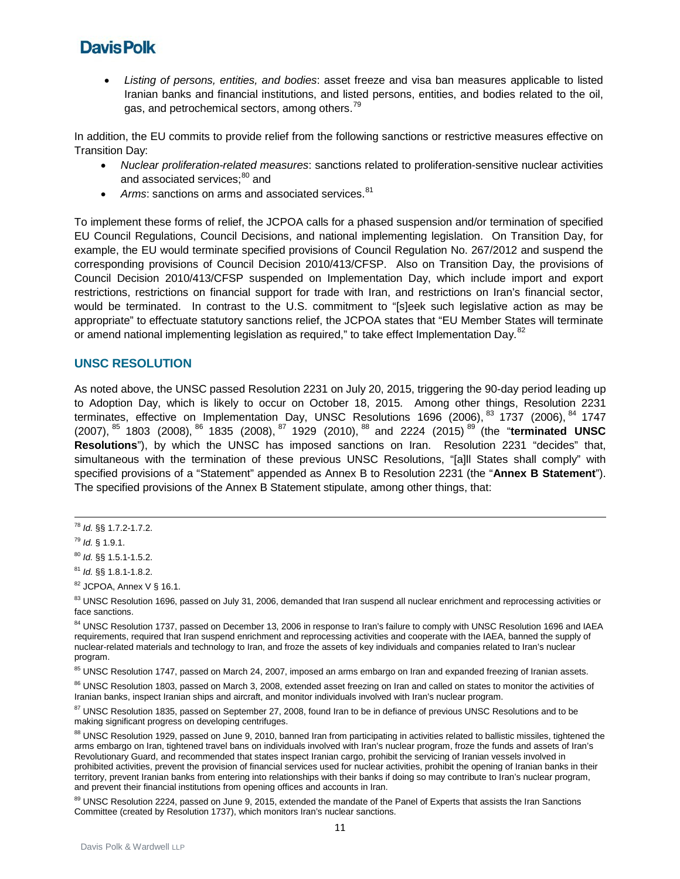- *Listing of persons, entities, and bodies*: asset freeze and visa ban measures applicable to listed Iranian banks and financial institutions, and listed persons, entities, and bodies related to the oil, gas, and petrochemical sectors, among others.[79]

In addition, the EU commits to provide relief from the following sanctions or restrictive measures effective on Transition Day:

- *Nuclear proliferation-related measures*: sanctions related to proliferation-sensitive nuclear activities and associated services;[80] and
- *Arms*: sanctions on arms and associated services.[81]

To implement these forms of relief, the JCPOA calls for a phased suspension and/or termination of specified EU Council Regulations, Council Decisions, and national implementing legislation. On Transition Day, for example, the EU would terminate specified provisions of Council Regulation No. 267/2012 and suspend the corresponding provisions of Council Decision 2010/413/CFSP. Also on Transition Day, the provisions of Council Decision 2010/413/CFSP suspended on Implementation Day, which include import and export restrictions, restrictions on financial support for trade with Iran, and restrictions on Iran's financial sector, would be terminated. In contrast to the U.S. commitment to "[s]eek such legislative action as may be appropriate" to effectuate statutory sanctions relief, the JCPOA states that "EU Member States will terminate or amend national implementing legislation as required," to take effect Implementation Day.[82]

## UNSC RESOLUTION

As noted above, the UNSC passed Resolution 2231 on July 20, 2015, triggering the 90-day period leading up to Adoption Day, which is likely to occur on October 18, 2015. Among other things, Resolution 2231 terminates, effective on Implementation Day, UNSC Resolutions 1696 (2006),[83] 1737 (2006),[84] 1747 (2007),[85] 1803 (2008),[86] 1835 (2008),[87] 1929 (2010),[88] and 2224 (2015)[89] (the "**terminated UNSC Resolutions**"), by which the UNSC has imposed sanctions on Iran. Resolution 2231 "decides" that, simultaneous with the termination of these previous UNSC Resolutions, "[a]ll States shall comply" with specified provisions of a "Statement" appended as Annex B to Resolution 2231 (the "**Annex B Statement**"). The specified provisions of the Annex B Statement stipulate, among other things, that:

---

[78] *Id.* §§ 1.7.2-1.7.2.

[79] *Id.* § 1.9.1.

[80] *Id.* §§ 1.5.1-1.5.2.

[81] *Id.* §§ 1.8.1-1.8.2.

[82] JCPOA, Annex V § 16.1.

[83] UNSC Resolution 1696, passed on July 31, 2006, demanded that Iran suspend all nuclear enrichment and reprocessing activities or face sanctions.

[84] UNSC Resolution 1737, passed on December 13, 2006 in response to Iran's failure to comply with UNSC Resolution 1696 and IAEA requirements, required that Iran suspend enrichment and reprocessing activities and cooperate with the IAEA, banned the supply of nuclear-related materials and technology to Iran, and froze the assets of key individuals and companies related to Iran's nuclear program.

[85] UNSC Resolution 1747, passed on March 24, 2007, imposed an arms embargo on Iran and expanded freezing of Iranian assets.

[86] UNSC Resolution 1803, passed on March 3, 2008, extended asset freezing on Iran and called on states to monitor the activities of Iranian banks, inspect Iranian ships and aircraft, and monitor individuals involved with Iran's nuclear program.

[87] UNSC Resolution 1835, passed on September 27, 2008, found Iran to be in defiance of previous UNSC Resolutions and to be making significant progress on developing centrifuges.

[88] UNSC Resolution 1929, passed on June 9, 2010, banned Iran from participating in activities related to ballistic missiles, tightened the arms embargo on Iran, tightened travel bans on individuals involved with Iran's nuclear program, froze the funds and assets of Iran's Revolutionary Guard, and recommended that states inspect Iranian cargo, prohibit the servicing of Iranian vessels involved in prohibited activities, prevent the provision of financial services used for nuclear activities, prohibit the opening of Iranian banks in their territory, prevent Iranian banks from entering into relationships with their banks if doing so may contribute to Iran's nuclear program, and prevent their financial institutions from opening offices and accounts in Iran.

[89] UNSC Resolution 2224, passed on June 9, 2015, extended the mandate of the Panel of Experts that assists the Iran Sanctions Committee (created by Resolution 1737), which monitors Iran's nuclear sanctions.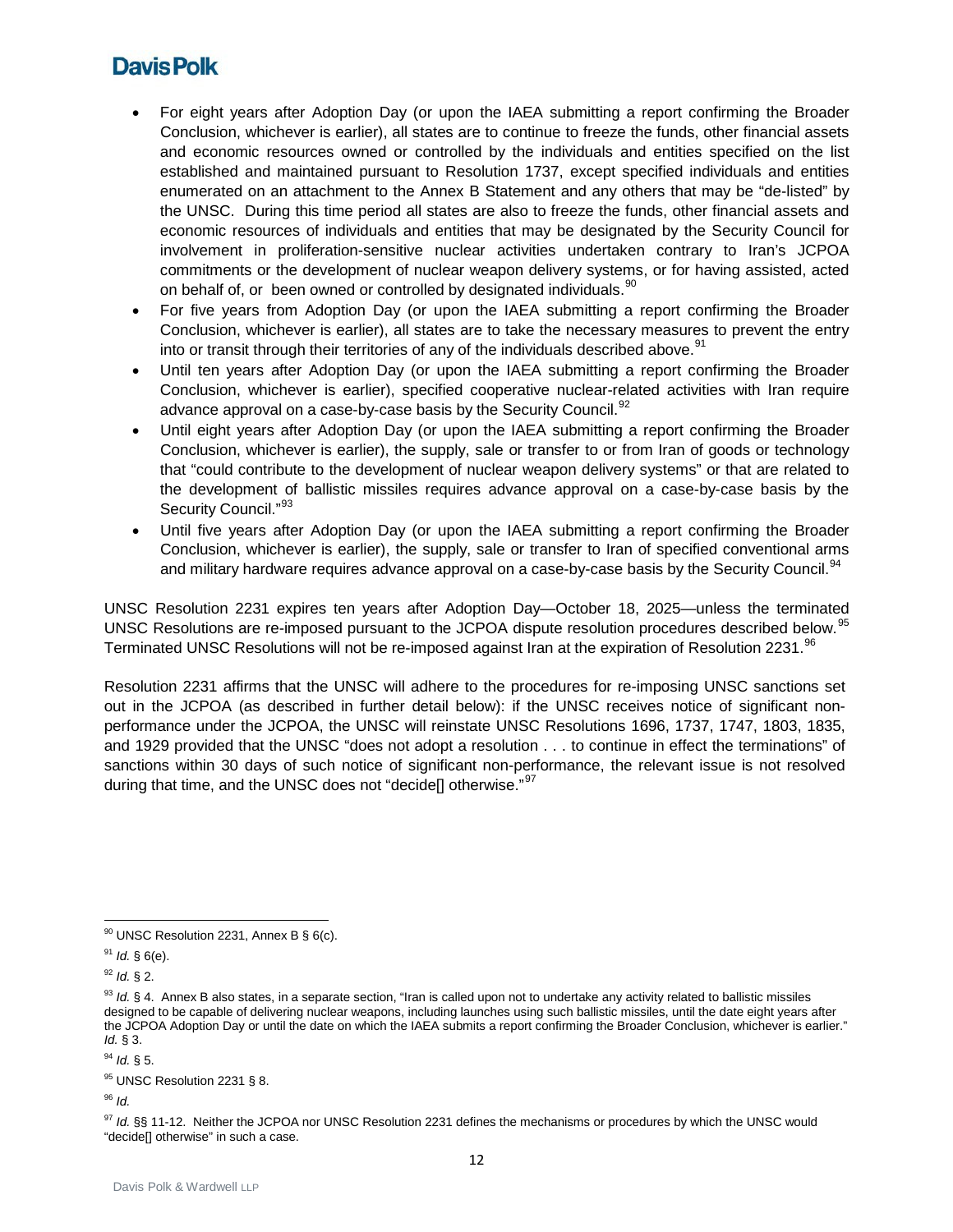- For eight years after Adoption Day (or upon the IAEA submitting a report confirming the Broader Conclusion, whichever is earlier), all states are to continue to freeze the funds, other financial assets and economic resources owned or controlled by the individuals and entities specified on the list established and maintained pursuant to Resolution 1737, except specified individuals and entities enumerated on an attachment to the Annex B Statement and any others that may be "de-listed" by the UNSC. During this time period all states are also to freeze the funds, other financial assets and economic resources of individuals and entities that may be designated by the Security Council for involvement in proliferation-sensitive nuclear activities undertaken contrary to Iran's JCPOA commitments or the development of nuclear weapon delivery systems, or for having assisted, acted on behalf of, or been owned or controlled by designated individuals.[90]
- For five years from Adoption Day (or upon the IAEA submitting a report confirming the Broader Conclusion, whichever is earlier), all states are to take the necessary measures to prevent the entry into or transit through their territories of any of the individuals described above.[91]
- Until ten years after Adoption Day (or upon the IAEA submitting a report confirming the Broader Conclusion, whichever is earlier), specified cooperative nuclear-related activities with Iran require advance approval on a case-by-case basis by the Security Council.[92]
- Until eight years after Adoption Day (or upon the IAEA submitting a report confirming the Broader Conclusion, whichever is earlier), the supply, sale or transfer to or from Iran of goods or technology that "could contribute to the development of nuclear weapon delivery systems" or that are related to the development of ballistic missiles requires advance approval on a case-by-case basis by the Security Council."[93]
- Until five years after Adoption Day (or upon the IAEA submitting a report confirming the Broader Conclusion, whichever is earlier), the supply, sale or transfer to Iran of specified conventional arms and military hardware requires advance approval on a case-by-case basis by the Security Council.[94]

UNSC Resolution 2231 expires ten years after Adoption Day—October 18, 2025—unless the terminated UNSC Resolutions are re-imposed pursuant to the JCPOA dispute resolution procedures described below.[95] Terminated UNSC Resolutions will not be re-imposed against Iran at the expiration of Resolution 2231.[96]

Resolution 2231 affirms that the UNSC will adhere to the procedures for re-imposing UNSC sanctions set out in the JCPOA (as described in further detail below): if the UNSC receives notice of significant non-performance under the JCPOA, the UNSC will reinstate UNSC Resolutions 1696, 1737, 1747, 1803, 1835, and 1929 provided that the UNSC "does not adopt a resolution . . . to continue in effect the terminations" of sanctions within 30 days of such notice of significant non-performance, the relevant issue is not resolved during that time, and the UNSC does not "decide[] otherwise."[97]

---

[90] UNSC Resolution 2231, Annex B § 6(c).

[91] *Id.* § 6(e).

[92] *Id.* § 2.

[93] *Id.* § 4. Annex B also states, in a separate section, "Iran is called upon not to undertake any activity related to ballistic missiles designed to be capable of delivering nuclear weapons, including launches using such ballistic missiles, until the date eight years after the JCPOA Adoption Day or until the date on which the IAEA submits a report confirming the Broader Conclusion, whichever is earlier." *Id.* § 3.

[94] *Id.* § 5.

[95] UNSC Resolution 2231 § 8.

[96] *Id.*

[97] *Id.* §§ 11-12. Neither the JCPOA nor UNSC Resolution 2231 defines the mechanisms or procedures by which the UNSC would "decide[] otherwise" in such a case.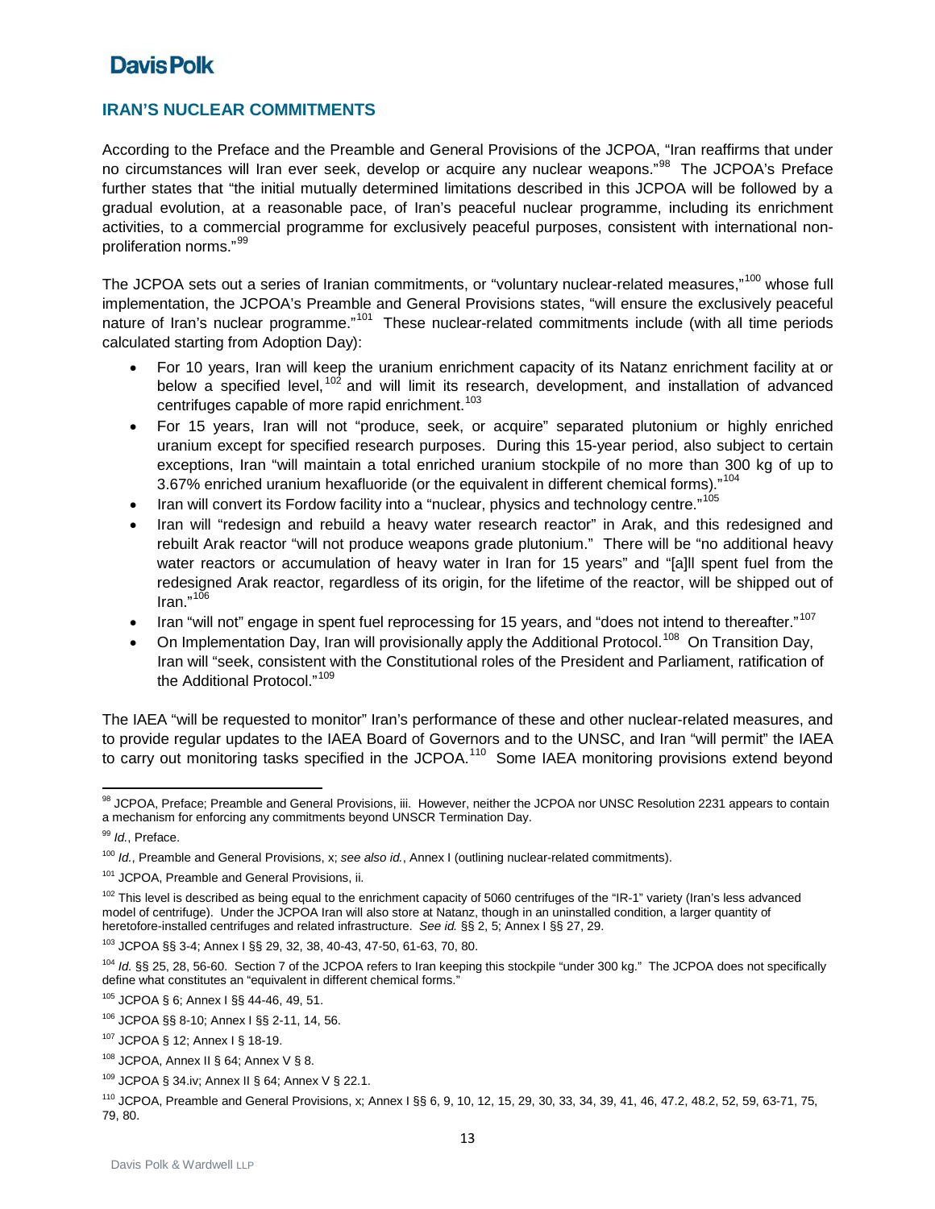## IRAN'S NUCLEAR COMMITMENTS

According to the Preface and the Preamble and General Provisions of the JCPOA, "Iran reaffirms that under no circumstances will Iran ever seek, develop or acquire any nuclear weapons."[98] The JCPOA's Preface further states that "the initial mutually determined limitations described in this JCPOA will be followed by a gradual evolution, at a reasonable pace, of Iran's peaceful nuclear programme, including its enrichment activities, to a commercial programme for exclusively peaceful purposes, consistent with international non-proliferation norms."[99]

The JCPOA sets out a series of Iranian commitments, or "voluntary nuclear-related measures,"[100] whose full implementation, the JCPOA's Preamble and General Provisions states, "will ensure the exclusively peaceful nature of Iran's nuclear programme."[101] These nuclear-related commitments include (with all time periods calculated starting from Adoption Day):

- For 10 years, Iran will keep the uranium enrichment capacity of its Natanz enrichment facility at or below a specified level,[102] and will limit its research, development, and installation of advanced centrifuges capable of more rapid enrichment.[103]
- For 15 years, Iran will not "produce, seek, or acquire" separated plutonium or highly enriched uranium except for specified research purposes. During this 15-year period, also subject to certain exceptions, Iran "will maintain a total enriched uranium stockpile of no more than 300 kg of up to 3.67% enriched uranium hexafluoride (or the equivalent in different chemical forms)."[104]
- Iran will convert its Fordow facility into a "nuclear, physics and technology centre."[105]
- Iran will "redesign and rebuild a heavy water research reactor" in Arak, and this redesigned and rebuilt Arak reactor "will not produce weapons grade plutonium." There will be "no additional heavy water reactors or accumulation of heavy water in Iran for 15 years" and "[a]ll spent fuel from the redesigned Arak reactor, regardless of its origin, for the lifetime of the reactor, will be shipped out of Iran."[106]
- Iran "will not" engage in spent fuel reprocessing for 15 years, and "does not intend to thereafter."[107]
- On Implementation Day, Iran will provisionally apply the Additional Protocol.[108] On Transition Day, Iran will "seek, consistent with the Constitutional roles of the President and Parliament, ratification of the Additional Protocol."[109]

The IAEA "will be requested to monitor" Iran's performance of these and other nuclear-related measures, and to provide regular updates to the IAEA Board of Governors and to the UNSC, and Iran "will permit" the IAEA to carry out monitoring tasks specified in the JCPOA.[110] Some IAEA monitoring provisions extend beyond

---

[98] JCPOA, Preface; Preamble and General Provisions, iii. However, neither the JCPOA nor UNSC Resolution 2231 appears to contain a mechanism for enforcing any commitments beyond UNSCR Termination Day.

[99] *Id.*, Preface.

[100] *Id.*, Preamble and General Provisions, x; *see also id.*, Annex I (outlining nuclear-related commitments).

[101] JCPOA, Preamble and General Provisions, ii.

[102] This level is described as being equal to the enrichment capacity of 5060 centrifuges of the "IR-1" variety (Iran's less advanced model of centrifuge). Under the JCPOA Iran will also store at Natanz, though in an uninstalled condition, a larger quantity of heretofore-installed centrifuges and related infrastructure. *See id.* §§ 2, 5; Annex I §§ 27, 29.

[103] JCPOA §§ 3-4; Annex I §§ 29, 32, 38, 40-43, 47-50, 61-63, 70, 80.

[104] *Id.* §§ 25, 28, 56-60. Section 7 of the JCPOA refers to Iran keeping this stockpile "under 300 kg." The JCPOA does not specifically define what constitutes an "equivalent in different chemical forms."

[105] JCPOA § 6; Annex I §§ 44-46, 49, 51.

[106] JCPOA §§ 8-10; Annex I §§ 2-11, 14, 56.

[107] JCPOA § 12; Annex I § 18-19.

[108] JCPOA, Annex II § 64; Annex V § 8.

[109] JCPOA § 34.iv; Annex II § 64; Annex V § 22.1.

[110] JCPOA, Preamble and General Provisions, x; Annex I §§ 6, 9, 10, 12, 15, 29, 30, 33, 34, 39, 41, 46, 47.2, 48.2, 52, 59, 63-71, 75, 79, 80.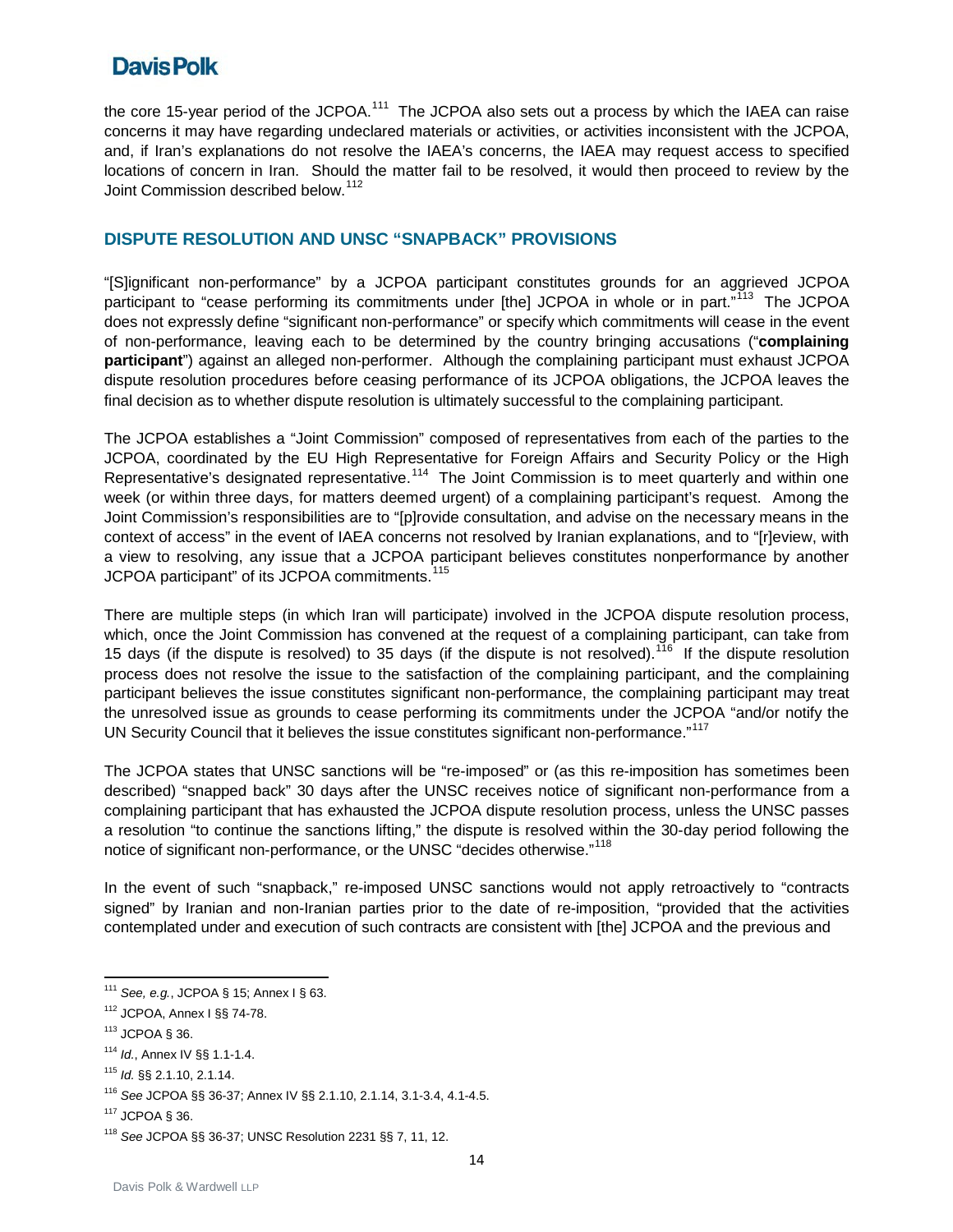the core 15-year period of the JCPOA.[111] The JCPOA also sets out a process by which the IAEA can raise concerns it may have regarding undeclared materials or activities, or activities inconsistent with the JCPOA, and, if Iran's explanations do not resolve the IAEA's concerns, the IAEA may request access to specified locations of concern in Iran. Should the matter fail to be resolved, it would then proceed to review by the Joint Commission described below.[112]

## DISPUTE RESOLUTION AND UNSC "SNAPBACK" PROVISIONS

"[S]ignificant non-performance" by a JCPOA participant constitutes grounds for an aggrieved JCPOA participant to "cease performing its commitments under [the] JCPOA in whole or in part."[113] The JCPOA does not expressly define "significant non-performance" or specify which commitments will cease in the event of non-performance, leaving each to be determined by the country bringing accusations ("**complaining participant**") against an alleged non-performer. Although the complaining participant must exhaust JCPOA dispute resolution procedures before ceasing performance of its JCPOA obligations, the JCPOA leaves the final decision as to whether dispute resolution is ultimately successful to the complaining participant.

The JCPOA establishes a "Joint Commission" composed of representatives from each of the parties to the JCPOA, coordinated by the EU High Representative for Foreign Affairs and Security Policy or the High Representative's designated representative.[114] The Joint Commission is to meet quarterly and within one week (or within three days, for matters deemed urgent) of a complaining participant's request. Among the Joint Commission's responsibilities are to "[p]rovide consultation, and advise on the necessary means in the context of access" in the event of IAEA concerns not resolved by Iranian explanations, and to "[r]eview, with a view to resolving, any issue that a JCPOA participant believes constitutes nonperformance by another JCPOA participant" of its JCPOA commitments.[115]

There are multiple steps (in which Iran will participate) involved in the JCPOA dispute resolution process, which, once the Joint Commission has convened at the request of a complaining participant, can take from 15 days (if the dispute is resolved) to 35 days (if the dispute is not resolved).[116] If the dispute resolution process does not resolve the issue to the satisfaction of the complaining participant, and the complaining participant believes the issue constitutes significant non-performance, the complaining participant may treat the unresolved issue as grounds to cease performing its commitments under the JCPOA "and/or notify the UN Security Council that it believes the issue constitutes significant non-performance."[117]

The JCPOA states that UNSC sanctions will be "re-imposed" or (as this re-imposition has sometimes been described) "snapped back" 30 days after the UNSC receives notice of significant non-performance from a complaining participant that has exhausted the JCPOA dispute resolution process, unless the UNSC passes a resolution "to continue the sanctions lifting," the dispute is resolved within the 30-day period following the notice of significant non-performance, or the UNSC "decides otherwise."[118]

In the event of such "snapback," re-imposed UNSC sanctions would not apply retroactively to "contracts signed" by Iranian and non-Iranian parties prior to the date of re-imposition, "provided that the activities contemplated under and execution of such contracts are consistent with [the] JCPOA and the previous and

---

[111] *See, e.g.*, JCPOA § 15; Annex I § 63.

[112] JCPOA, Annex I §§ 74-78.

[113] JCPOA § 36.

[114] *Id.*, Annex IV §§ 1.1-1.4.

[115] *Id.* §§ 2.1.10, 2.1.14.

[116] *See* JCPOA §§ 36-37; Annex IV §§ 2.1.10, 2.1.14, 3.1-3.4, 4.1-4.5.

[117] JCPOA § 36.

[118] *See* JCPOA §§ 36-37; UNSC Resolution 2231 §§ 7, 11, 12.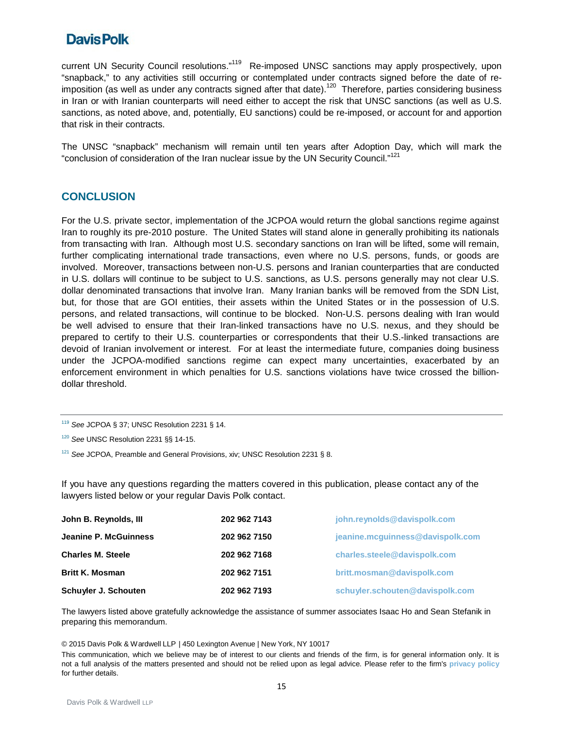current UN Security Council resolutions."[119] Re-imposed UNSC sanctions may apply prospectively, upon "snapback," to any activities still occurring or contemplated under contracts signed before the date of re-imposition (as well as under any contracts signed after that date).[120] Therefore, parties considering business in Iran or with Iranian counterparts will need either to accept the risk that UNSC sanctions (as well as U.S. sanctions, as noted above, and, potentially, EU sanctions) could be re-imposed, or account for and apportion that risk in their contracts.

The UNSC "snapback" mechanism will remain until ten years after Adoption Day, which will mark the "conclusion of consideration of the Iran nuclear issue by the UN Security Council."[121]

## CONCLUSION

For the U.S. private sector, implementation of the JCPOA would return the global sanctions regime against Iran to roughly its pre-2010 posture. The United States will stand alone in generally prohibiting its nationals from transacting with Iran. Although most U.S. secondary sanctions on Iran will be lifted, some will remain, further complicating international trade transactions, even where no U.S. persons, funds, or goods are involved. Moreover, transactions between non-U.S. persons and Iranian counterparties that are conducted in U.S. dollars will continue to be subject to U.S. sanctions, as U.S. persons generally may not clear U.S. dollar denominated transactions that involve Iran. Many Iranian banks will be removed from the SDN List, but, for those that are GOI entities, their assets within the United States or in the possession of U.S. persons, and related transactions, will continue to be blocked. Non-U.S. persons dealing with Iran would be well advised to ensure that their Iran-linked transactions have no U.S. nexus, and they should be prepared to certify to their U.S. counterparties or correspondents that their U.S.-linked transactions are devoid of Iranian involvement or interest. For at least the intermediate future, companies doing business under the JCPOA-modified sanctions regime can expect many uncertainties, exacerbated by an enforcement environment in which penalties for U.S. sanctions violations have twice crossed the billion-dollar threshold.

---

[119] *See* JCPOA § 37; UNSC Resolution 2231 § 14.

[120] *See* UNSC Resolution 2231 §§ 14-15.

[121] *See* JCPOA, Preamble and General Provisions, xiv; UNSC Resolution 2231 § 8.

If you have any questions regarding the matters covered in this publication, please contact any of the lawyers listed below or your regular Davis Polk contact.

| | | |
|---|---|---|
| **John B. Reynolds, III** | **202 962 7143** | **john.reynolds@davispolk.com** |
| **Jeanine P. McGuinness** | **202 962 7150** | **jeanine.mcguinness@davispolk.com** |
| **Charles M. Steele** | **202 962 7168** | **charles.steele@davispolk.com** |
| **Britt K. Mosman** | **202 962 7151** | **britt.mosman@davispolk.com** |
| **Schuyler J. Schouten** | **202 962 7193** | **schuyler.schouten@davispolk.com** |

The lawyers listed above gratefully acknowledge the assistance of summer associates Isaac Ho and Sean Stefanik in preparing this memorandum.

© 2015 Davis Polk & Wardwell LLP | 450 Lexington Avenue | New York, NY 10017

This communication, which we believe may be of interest to our clients and friends of the firm, is for general information only. It is not a full analysis of the matters presented and should not be relied upon as legal advice. Please refer to the firm's **privacy policy** for further details.